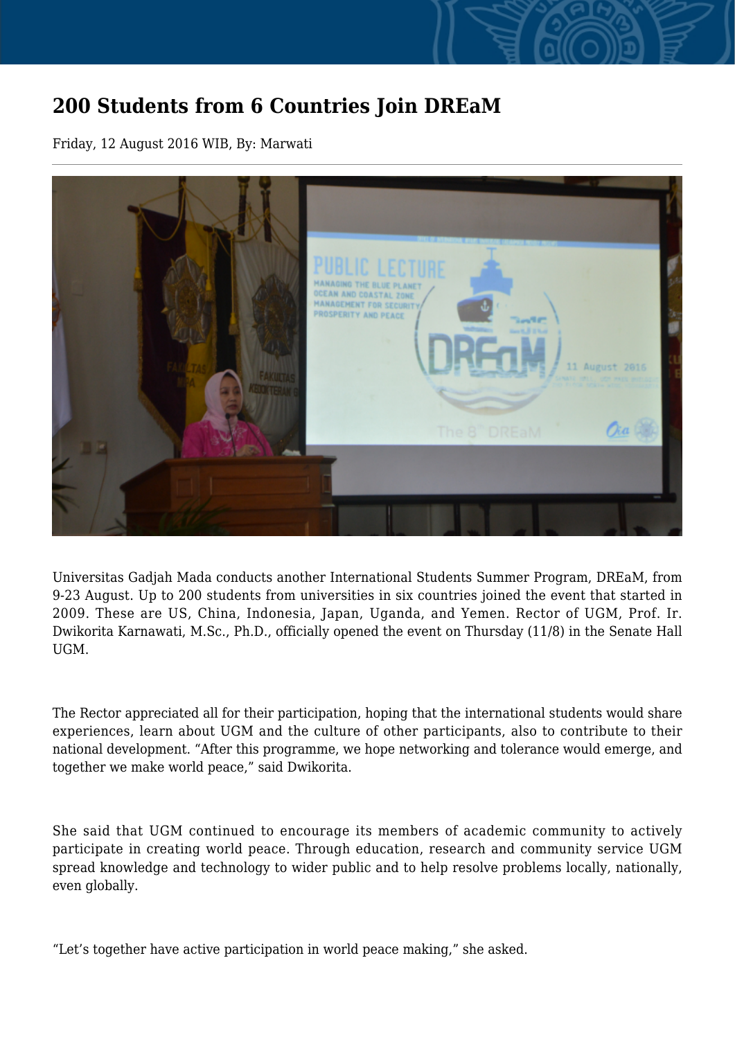# 200 Students from 6 Countries Join DREaM

Friday, 12 August 2016 WIB, By: Marwati

Universitas Gadjah Mada conducts another International Students Summer Program, DREaM, from 9-23 August. Up to 200 students from universities in six countries joined the event that started in 2009. These are US, China, Indonesia, Japan, Uganda, and Yemen. Rector of UGM, Prof. Ir. Dwikorita Karnawati, M.Sc., Ph.D., officially opened the event on Thursday (11/8) in the Senate Hall UGM.

The Rector appreciated all for their participation, hoping that the international students would share experiences, learn about UGM and the culture of other participants, also to contribute to their national development. “After this programme, we hope networking and tolerance would emerge, and together we make world peace,” said Dwikorita.

She said that UGM continued to encourage its members of academic community to actively participate in creating world peace. Through education, research and community service UGM spread knowledge and technology to wider public and to help resolve problems locally, nationally, even globally.

“Let’s together have active participation in world peace making,” she asked.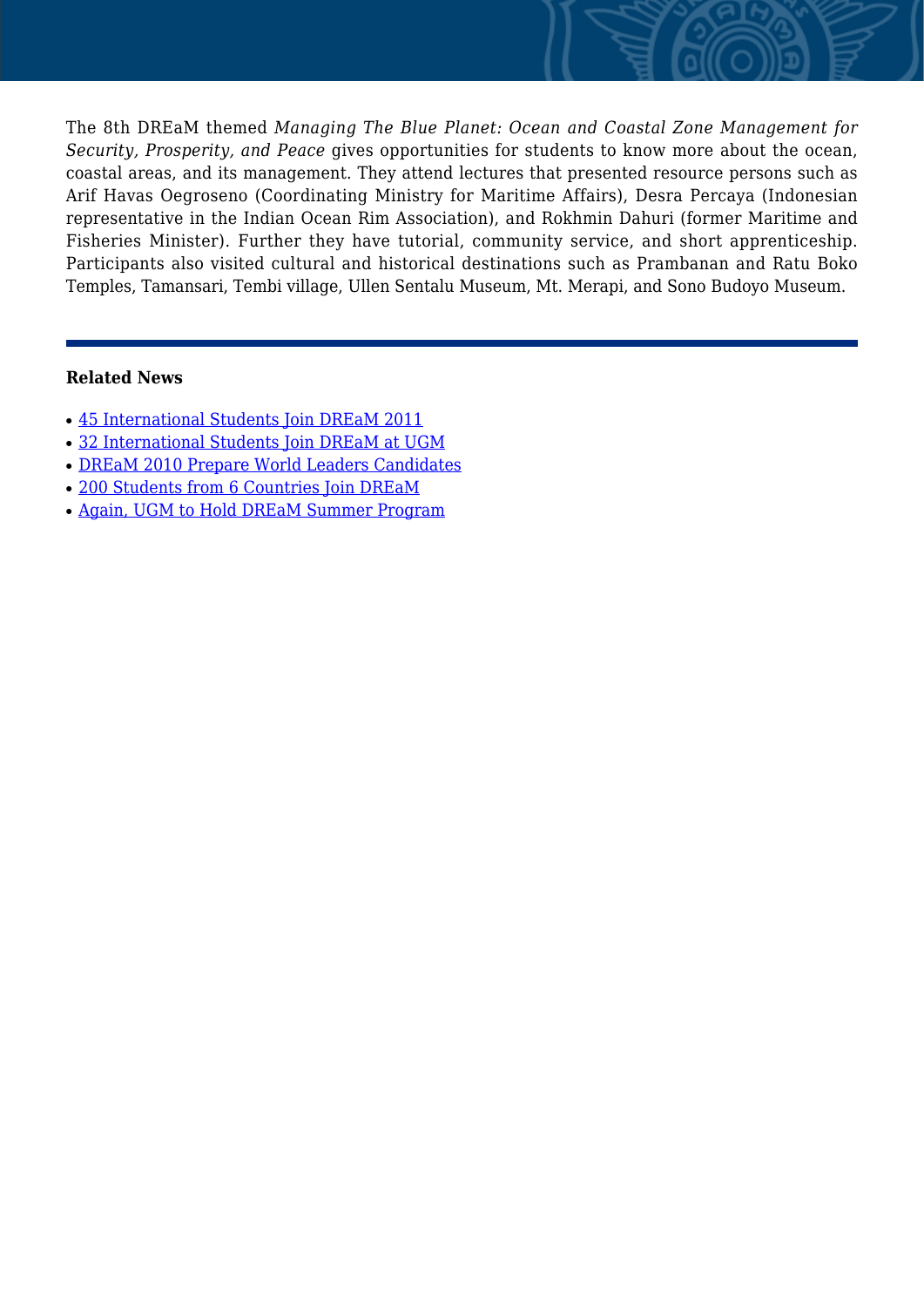The 8th DREaM themed *Managing The Blue Planet: Ocean and Coastal Zone Management for Security, Prosperity, and Peace* gives opportunities for students to know more about the ocean, coastal areas, and its management. They attend lectures that presented resource persons such as Arif Havas Oegroseno (Coordinating Ministry for Maritime Affairs), Desra Percaya (Indonesian representative in the Indian Ocean Rim Association), and Rokhmin Dahuri (former Maritime and Fisheries Minister). Further they have tutorial, community service, and short apprenticeship. Participants also visited cultural and historical destinations such as Prambanan and Ratu Boko Temples, Tamansari, Tembi village, Ullen Sentalu Museum, Mt. Merapi, and Sono Budoyo Museum.

---

**Related News**

- 45 International Students Join DREaM 2011
- 32 International Students Join DREaM at UGM
- DREaM 2010 Prepare World Leaders Candidates
- 200 Students from 6 Countries Join DREaM
- Again, UGM to Hold DREaM Summer Program